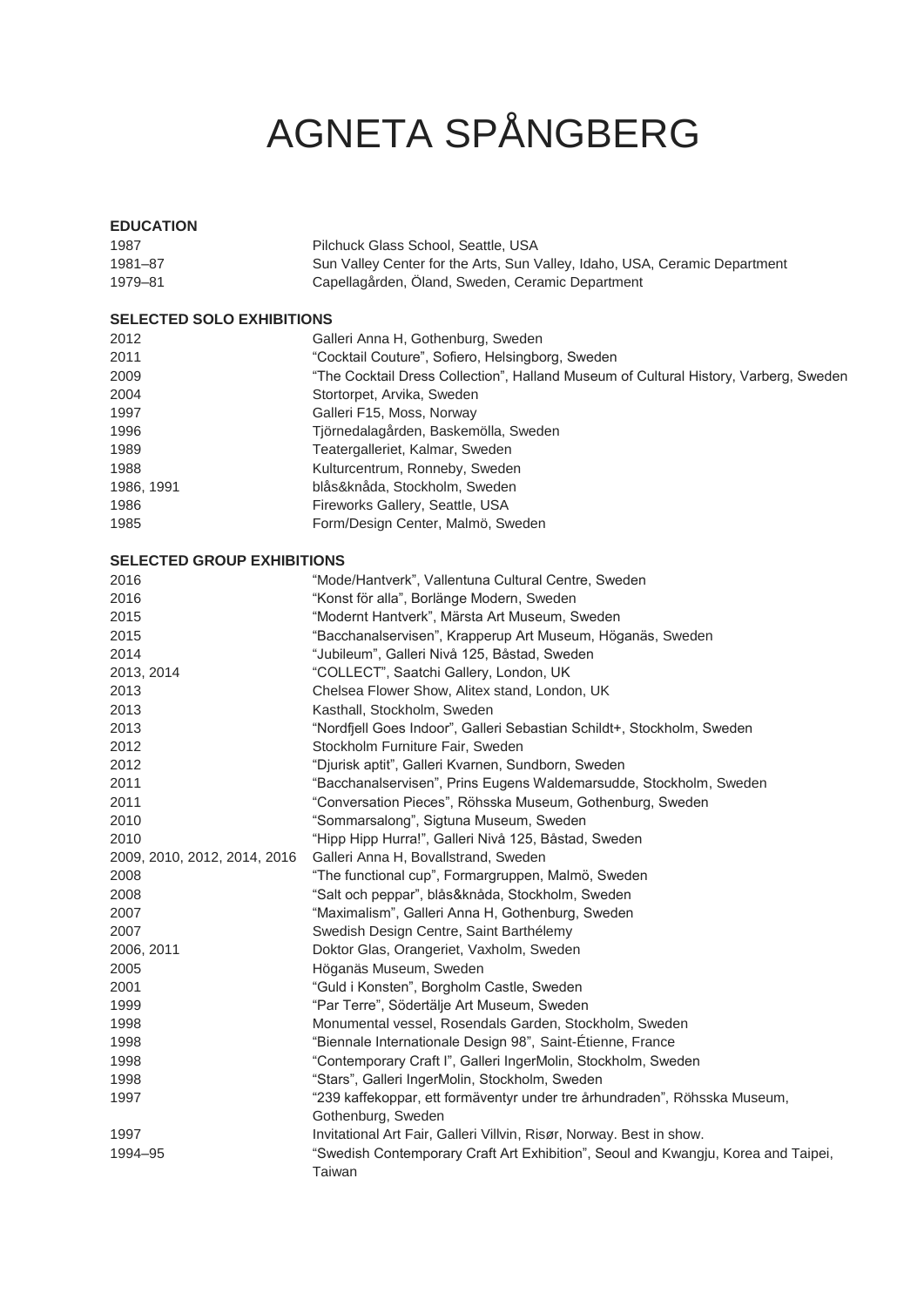# AGNETA SPÅNGBERG

**EDUCATION**

| | |
|---|---|
| 1987 | Pilchuck Glass School, Seattle, USA |
| 1981–87 | Sun Valley Center for the Arts, Sun Valley, Idaho, USA, Ceramic Department |
| 1979–81 | Capellagården, Öland, Sweden, Ceramic Department |

**SELECTED SOLO EXHIBITIONS**

| | |
|---|---|
| 2012 | Galleri Anna H, Gothenburg, Sweden |
| 2011 | “Cocktail Couture”, Sofiero, Helsingborg, Sweden |
| 2009 | “The Cocktail Dress Collection”, Halland Museum of Cultural History, Varberg, Sweden |
| 2004 | Stortorpet, Arvika, Sweden |
| 1997 | Galleri F15, Moss, Norway |
| 1996 | Tjörnedalagården, Baskemölla, Sweden |
| 1989 | Teatergalleriet, Kalmar, Sweden |
| 1988 | Kulturcentrum, Ronneby, Sweden |
| 1986, 1991 | blås&knåda, Stockholm, Sweden |
| 1986 | Fireworks Gallery, Seattle, USA |
| 1985 | Form/Design Center, Malmö, Sweden |

**SELECTED GROUP EXHIBITIONS**

| | |
|---|---|
| 2016 | “Mode/Hantverk”, Vallentuna Cultural Centre, Sweden |
| 2016 | “Konst för alla”, Borlänge Modern, Sweden |
| 2015 | “Modernt Hantverk”, Märsta Art Museum, Sweden |
| 2015 | “Bacchanalservisen”, Krapperup Art Museum, Höganäs, Sweden |
| 2014 | “Jubileum”, Galleri Nivå 125, Båstad, Sweden |
| 2013, 2014 | “COLLECT”, Saatchi Gallery, London, UK |
| 2013 | Chelsea Flower Show, Alitex stand, London, UK |
| 2013 | Kasthall, Stockholm, Sweden |
| 2013 | “Nordfjell Goes Indoor”, Galleri Sebastian Schildt+, Stockholm, Sweden |
| 2012 | Stockholm Furniture Fair, Sweden |
| 2012 | “Djurisk aptit”, Galleri Kvarnen, Sundborn, Sweden |
| 2011 | “Bacchanalservisen”, Prins Eugens Waldemarsudde, Stockholm, Sweden |
| 2011 | “Conversation Pieces”, Röhsska Museum, Gothenburg, Sweden |
| 2010 | “Sommarsalong”, Sigtuna Museum, Sweden |
| 2010 | “Hipp Hipp Hurra!”, Galleri Nivå 125, Båstad, Sweden |
| 2009, 2010, 2012, 2014, 2016 | Galleri Anna H, Bovallstrand, Sweden |
| 2008 | “The functional cup”, Formargruppen, Malmö, Sweden |
| 2008 | “Salt och peppar”, blås&knåda, Stockholm, Sweden |
| 2007 | “Maximalism”, Galleri Anna H, Gothenburg, Sweden |
| 2007 | Swedish Design Centre, Saint Barthélemy |
| 2006, 2011 | Doktor Glas, Orangeriet, Vaxholm, Sweden |
| 2005 | Höganäs Museum, Sweden |
| 2001 | “Guld i Konsten”, Borgholm Castle, Sweden |
| 1999 | “Par Terre”, Södertälje Art Museum, Sweden |
| 1998 | Monumental vessel, Rosendals Garden, Stockholm, Sweden |
| 1998 | “Biennale Internationale Design 98”, Saint-Étienne, France |
| 1998 | “Contemporary Craft I”, Galleri IngerMolin, Stockholm, Sweden |
| 1998 | “Stars”, Galleri IngerMolin, Stockholm, Sweden |
| 1997 | “239 kaffekoppar, ett formäventyr under tre århundraden”, Röhsska Museum, Gothenburg, Sweden |
| 1997 | Invitational Art Fair, Galleri Villvin, Risør, Norway. Best in show. |
| 1994–95 | “Swedish Contemporary Craft Art Exhibition”, Seoul and Kwangju, Korea and Taipei, Taiwan |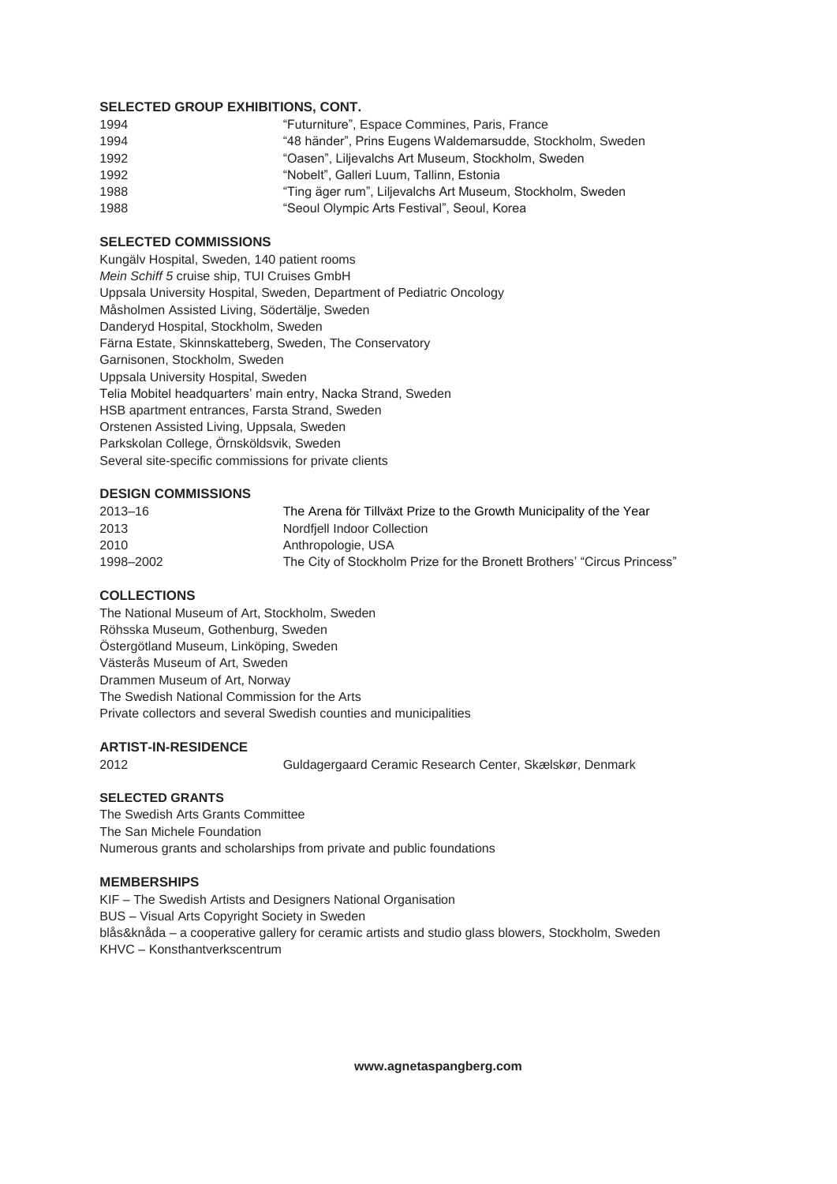### SELECTED GROUP EXHIBITIONS, CONT.

| | |
|---|---|
| 1994 | "Futurniture", Espace Commines, Paris, France |
| 1994 | "48 händer", Prins Eugens Waldemarsudde, Stockholm, Sweden |
| 1992 | "Oasen", Liljevalchs Art Museum, Stockholm, Sweden |
| 1992 | "Nobelt", Galleri Luum, Tallinn, Estonia |
| 1988 | "Ting äger rum", Liljevalchs Art Museum, Stockholm, Sweden |
| 1988 | "Seoul Olympic Arts Festival", Seoul, Korea |

### SELECTED COMMISSIONS

Kungälv Hospital, Sweden, 140 patient rooms
*Mein Schiff 5* cruise ship, TUI Cruises GmbH
Uppsala University Hospital, Sweden, Department of Pediatric Oncology
Måsholmen Assisted Living, Södertälje, Sweden
Danderyd Hospital, Stockholm, Sweden
Färna Estate, Skinnskatteberg, Sweden, The Conservatory
Garnisonen, Stockholm, Sweden
Uppsala University Hospital, Sweden
Telia Mobitel headquarters' main entry, Nacka Strand, Sweden
HSB apartment entrances, Farsta Strand, Sweden
Orstenen Assisted Living, Uppsala, Sweden
Parkskolan College, Örnsköldsvik, Sweden
Several site-specific commissions for private clients

### DESIGN COMMISSIONS

| | |
|---|---|
| 2013–16 | The Arena för Tillväxt Prize to the Growth Municipality of the Year |
| 2013 | Nordfjell Indoor Collection |
| 2010 | Anthropologie, USA |
| 1998–2002 | The City of Stockholm Prize for the Bronett Brothers' "Circus Princess" |

### COLLECTIONS

The National Museum of Art, Stockholm, Sweden
Röhsska Museum, Gothenburg, Sweden
Östergötland Museum, Linköping, Sweden
Västerås Museum of Art, Sweden
Drammen Museum of Art, Norway
The Swedish National Commission for the Arts
Private collectors and several Swedish counties and municipalities

### ARTIST-IN-RESIDENCE

| | |
|---|---|
| 2012 | Guldagergaard Ceramic Research Center, Skælskør, Denmark |

### SELECTED GRANTS

The Swedish Arts Grants Committee
The San Michele Foundation
Numerous grants and scholarships from private and public foundations

### MEMBERSHIPS

KIF – The Swedish Artists and Designers National Organisation
BUS – Visual Arts Copyright Society in Sweden
blås&knåda – a cooperative gallery for ceramic artists and studio glass blowers, Stockholm, Sweden
KHVC – Konsthantverkscentrum

**www.agnetaspangberg.com**